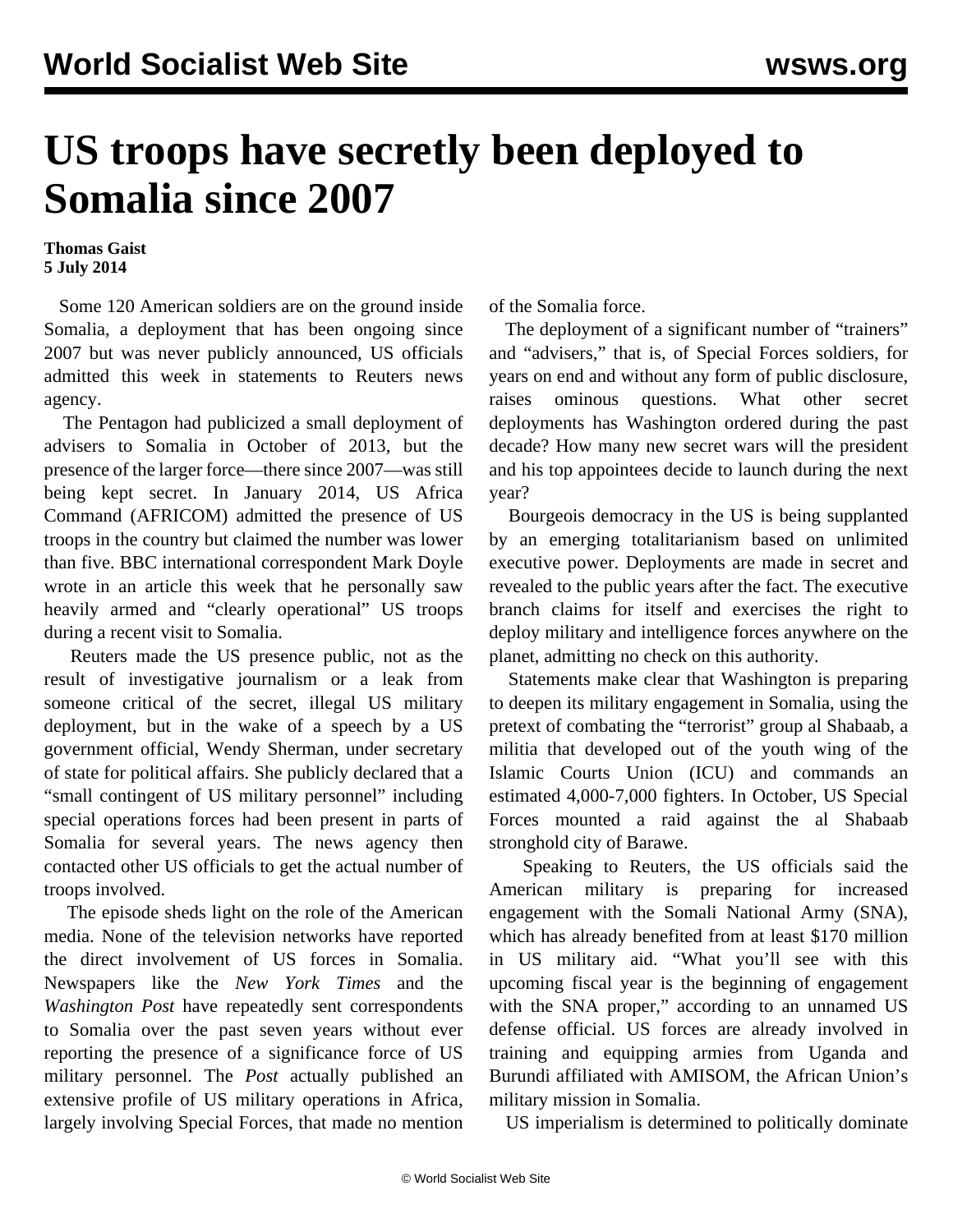# US troops have secretly been deployed to Somalia since 2007

**Thomas Gaist**
**5 July 2014**

Some 120 American soldiers are on the ground inside Somalia, a deployment that has been ongoing since 2007 but was never publicly announced, US officials admitted this week in statements to Reuters news agency.

The Pentagon had publicized a small deployment of advisers to Somalia in October of 2013, but the presence of the larger force—there since 2007—was still being kept secret. In January 2014, US Africa Command (AFRICOM) admitted the presence of US troops in the country but claimed the number was lower than five. BBC international correspondent Mark Doyle wrote in an article this week that he personally saw heavily armed and "clearly operational" US troops during a recent visit to Somalia.

Reuters made the US presence public, not as the result of investigative journalism or a leak from someone critical of the secret, illegal US military deployment, but in the wake of a speech by a US government official, Wendy Sherman, under secretary of state for political affairs. She publicly declared that a "small contingent of US military personnel" including special operations forces had been present in parts of Somalia for several years. The news agency then contacted other US officials to get the actual number of troops involved.

The episode sheds light on the role of the American media. None of the television networks have reported the direct involvement of US forces in Somalia. Newspapers like the *New York Times* and the *Washington Post* have repeatedly sent correspondents to Somalia over the past seven years without ever reporting the presence of a significance force of US military personnel. The *Post* actually published an extensive profile of US military operations in Africa, largely involving Special Forces, that made no mention of the Somalia force.

The deployment of a significant number of "trainers" and "advisers," that is, of Special Forces soldiers, for years on end and without any form of public disclosure, raises ominous questions. What other secret deployments has Washington ordered during the past decade? How many new secret wars will the president and his top appointees decide to launch during the next year?

Bourgeois democracy in the US is being supplanted by an emerging totalitarianism based on unlimited executive power. Deployments are made in secret and revealed to the public years after the fact. The executive branch claims for itself and exercises the right to deploy military and intelligence forces anywhere on the planet, admitting no check on this authority.

Statements make clear that Washington is preparing to deepen its military engagement in Somalia, using the pretext of combating the "terrorist" group al Shabaab, a militia that developed out of the youth wing of the Islamic Courts Union (ICU) and commands an estimated 4,000-7,000 fighters. In October, US Special Forces mounted a raid against the al Shabaab stronghold city of Barawe.

Speaking to Reuters, the US officials said the American military is preparing for increased engagement with the Somali National Army (SNA), which has already benefited from at least $170 million in US military aid. "What you'll see with this upcoming fiscal year is the beginning of engagement with the SNA proper," according to an unnamed US defense official. US forces are already involved in training and equipping armies from Uganda and Burundi affiliated with AMISOM, the African Union's military mission in Somalia.

US imperialism is determined to politically dominate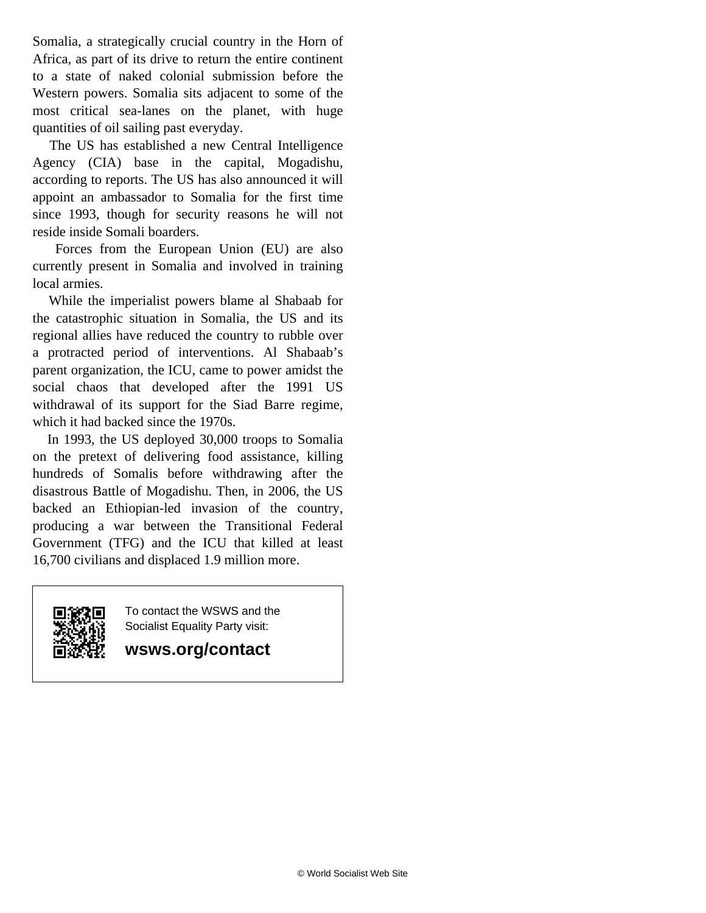Somalia, a strategically crucial country in the Horn of Africa, as part of its drive to return the entire continent to a state of naked colonial submission before the Western powers. Somalia sits adjacent to some of the most critical sea-lanes on the planet, with huge quantities of oil sailing past everyday.

The US has established a new Central Intelligence Agency (CIA) base in the capital, Mogadishu, according to reports. The US has also announced it will appoint an ambassador to Somalia for the first time since 1993, though for security reasons he will not reside inside Somali boarders.

Forces from the European Union (EU) are also currently present in Somalia and involved in training local armies.

While the imperialist powers blame al Shabaab for the catastrophic situation in Somalia, the US and its regional allies have reduced the country to rubble over a protracted period of interventions. Al Shabaab's parent organization, the ICU, came to power amidst the social chaos that developed after the 1991 US withdrawal of its support for the Siad Barre regime, which it had backed since the 1970s.

In 1993, the US deployed 30,000 troops to Somalia on the pretext of delivering food assistance, killing hundreds of Somalis before withdrawing after the disastrous Battle of Mogadishu. Then, in 2006, the US backed an Ethiopian-led invasion of the country, producing a war between the Transitional Federal Government (TFG) and the ICU that killed at least 16,700 civilians and displaced 1.9 million more.

To contact the WSWS and the Socialist Equality Party visit:

**wsws.org/contact**